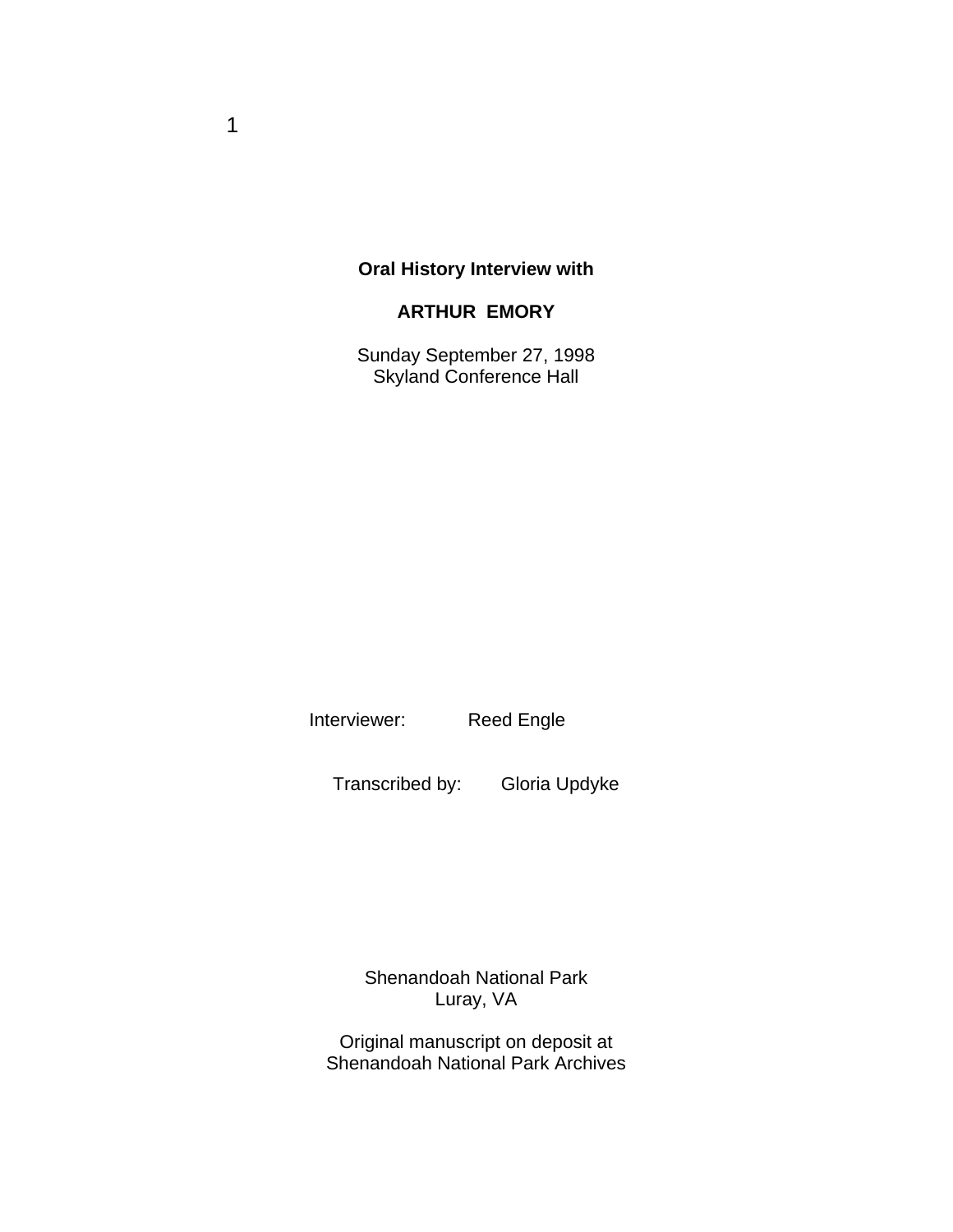**Oral History Interview with**

**ARTHUR EMORY**

Sunday September 27, 1998
Skyland Conference Hall

Interviewer: Reed Engle

Transcribed by: Gloria Updyke

Shenandoah National Park
Luray, VA

Original manuscript on deposit at
Shenandoah National Park Archives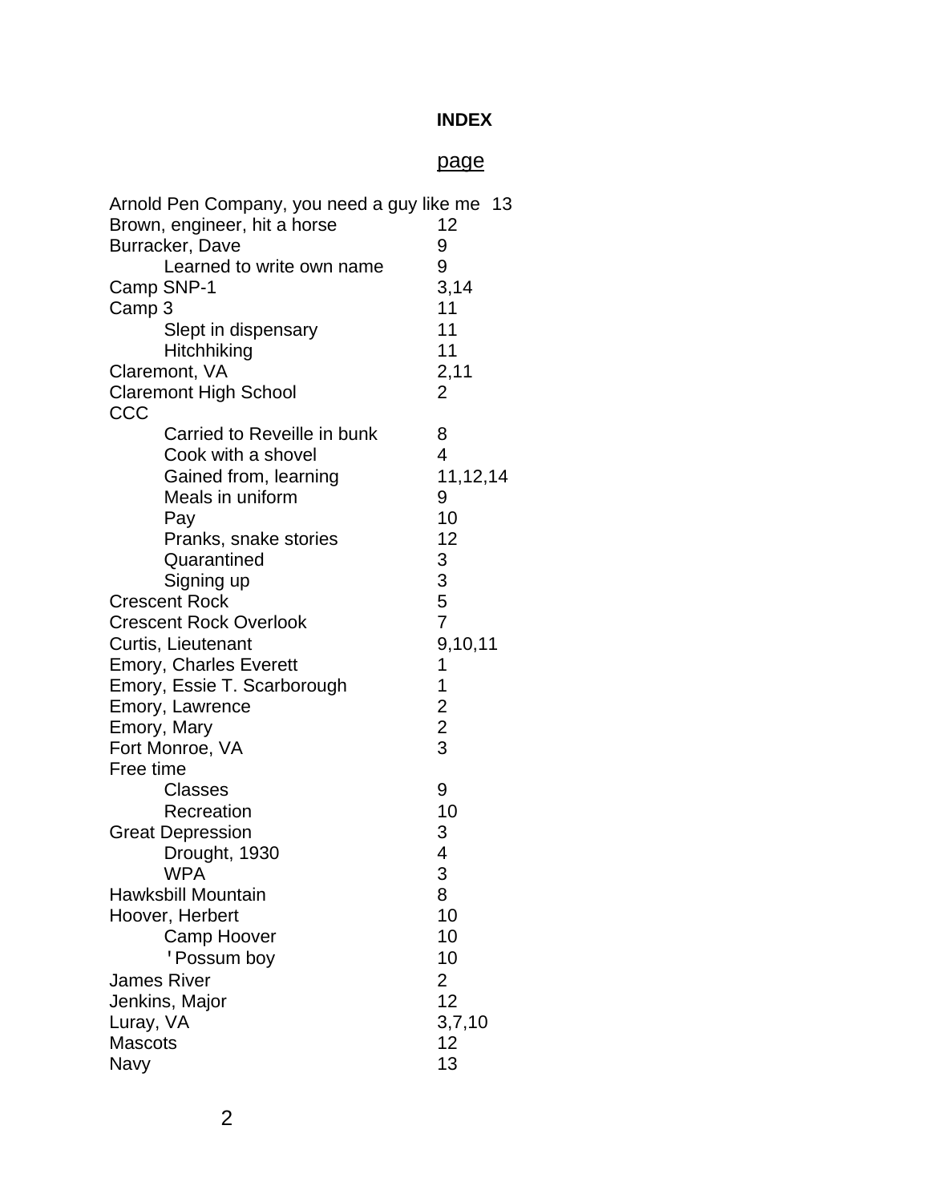**INDEX**

| | page |
|---|---|
| Arnold Pen Company, you need a guy like me | 13 |
| Brown, engineer, hit a horse | 12 |
| Burracker, Dave | 9 |
| Learned to write own name | 9 |
| Camp SNP-1 | 3,14 |
| Camp 3 | 11 |
| Slept in dispensary | 11 |
| Hitchhiking | 11 |
| Claremont, VA | 2,11 |
| Claremont High School | 2 |
| CCC | |
| Carried to Reveille in bunk | 8 |
| Cook with a shovel | 4 |
| Gained from, learning | 11,12,14 |
| Meals in uniform | 9 |
| Pay | 10 |
| Pranks, snake stories | 12 |
| Quarantined | 3 |
| Signing up | 3 |
| Crescent Rock | 5 |
| Crescent Rock Overlook | 7 |
| Curtis, Lieutenant | 9,10,11 |
| Emory, Charles Everett | 1 |
| Emory, Essie T. Scarborough | 1 |
| Emory, Lawrence | 2 |
| Emory, Mary | 2 |
| Fort Monroe, VA | 3 |
| Free time | |
| Classes | 9 |
| Recreation | 10 |
| Great Depression | 3 |
| Drought, 1930 | 4 |
| WPA | 3 |
| Hawksbill Mountain | 8 |
| Hoover, Herbert | 10 |
| Camp Hoover | 10 |
| 'Possum boy | 10 |
| James River | 2 |
| Jenkins, Major | 12 |
| Luray, VA | 3,7,10 |
| Mascots | 12 |
| Navy | 13 |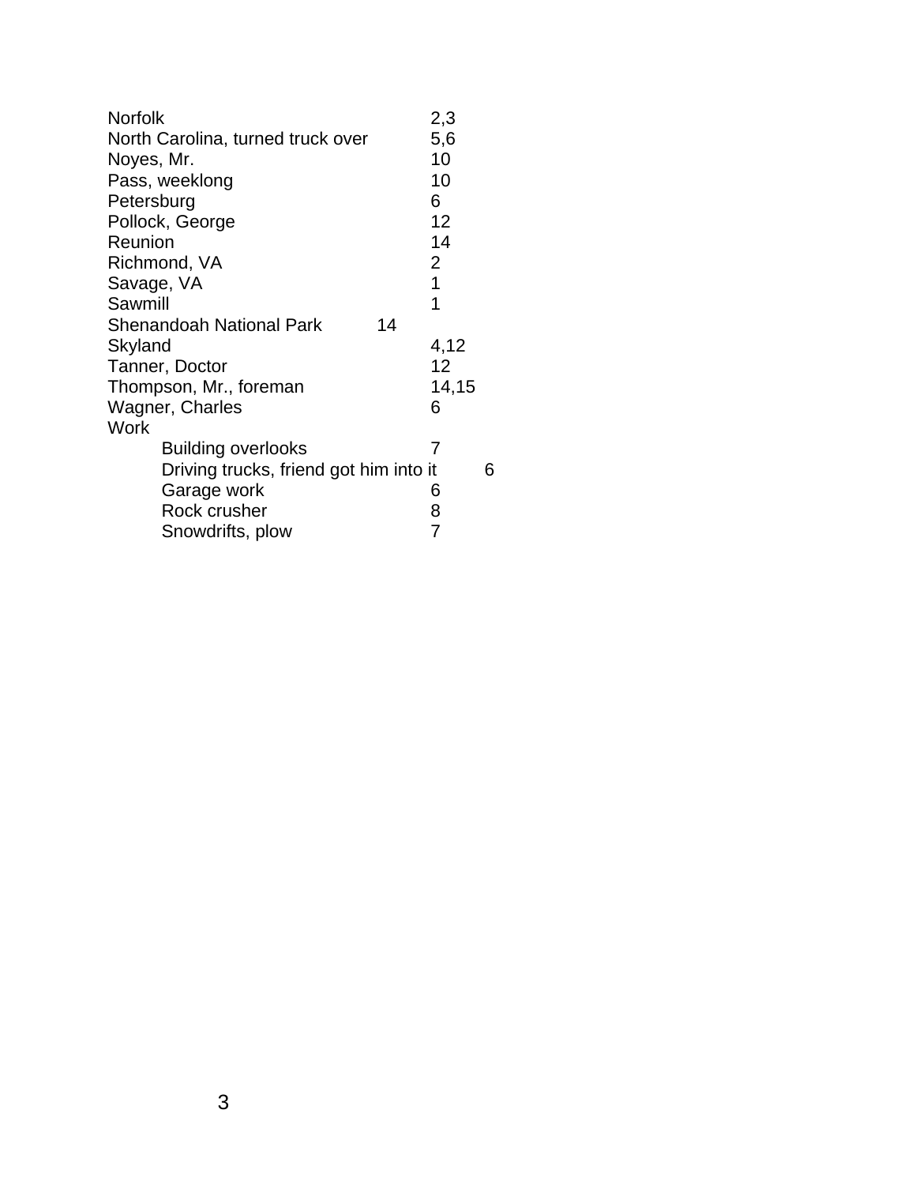Norfolk 2,3
North Carolina, turned truck over 5,6
Noyes, Mr. 10
Pass, weeklong 10
Petersburg 6
Pollock, George 12
Reunion 14
Richmond, VA 2
Savage, VA 1
Sawmill 1
Shenandoah National Park 14
Skyland 4,12
Tanner, Doctor 12
Thompson, Mr., foreman 14,15
Wagner, Charles 6
Work
- Building overlooks 7
- Driving trucks, friend got him into it 6
- Garage work 6
- Rock crusher 8
- Snowdrifts, plow 7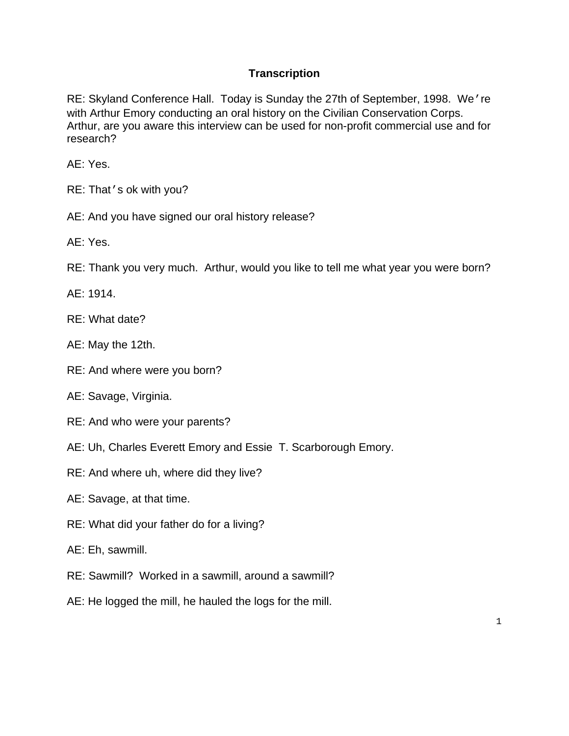**Transcription**

RE: Skyland Conference Hall. Today is Sunday the 27th of September, 1998. We're with Arthur Emory conducting an oral history on the Civilian Conservation Corps. Arthur, are you aware this interview can be used for non-profit commercial use and for research?

AE: Yes.

RE: That's ok with you?

AE: And you have signed our oral history release?

AE: Yes.

RE: Thank you very much. Arthur, would you like to tell me what year you were born?

AE: 1914.

RE: What date?

AE: May the 12th.

RE: And where were you born?

AE: Savage, Virginia.

RE: And who were your parents?

AE: Uh, Charles Everett Emory and Essie T. Scarborough Emory.

RE: And where uh, where did they live?

AE: Savage, at that time.

RE: What did your father do for a living?

AE: Eh, sawmill.

RE: Sawmill? Worked in a sawmill, around a sawmill?

AE: He logged the mill, he hauled the logs for the mill.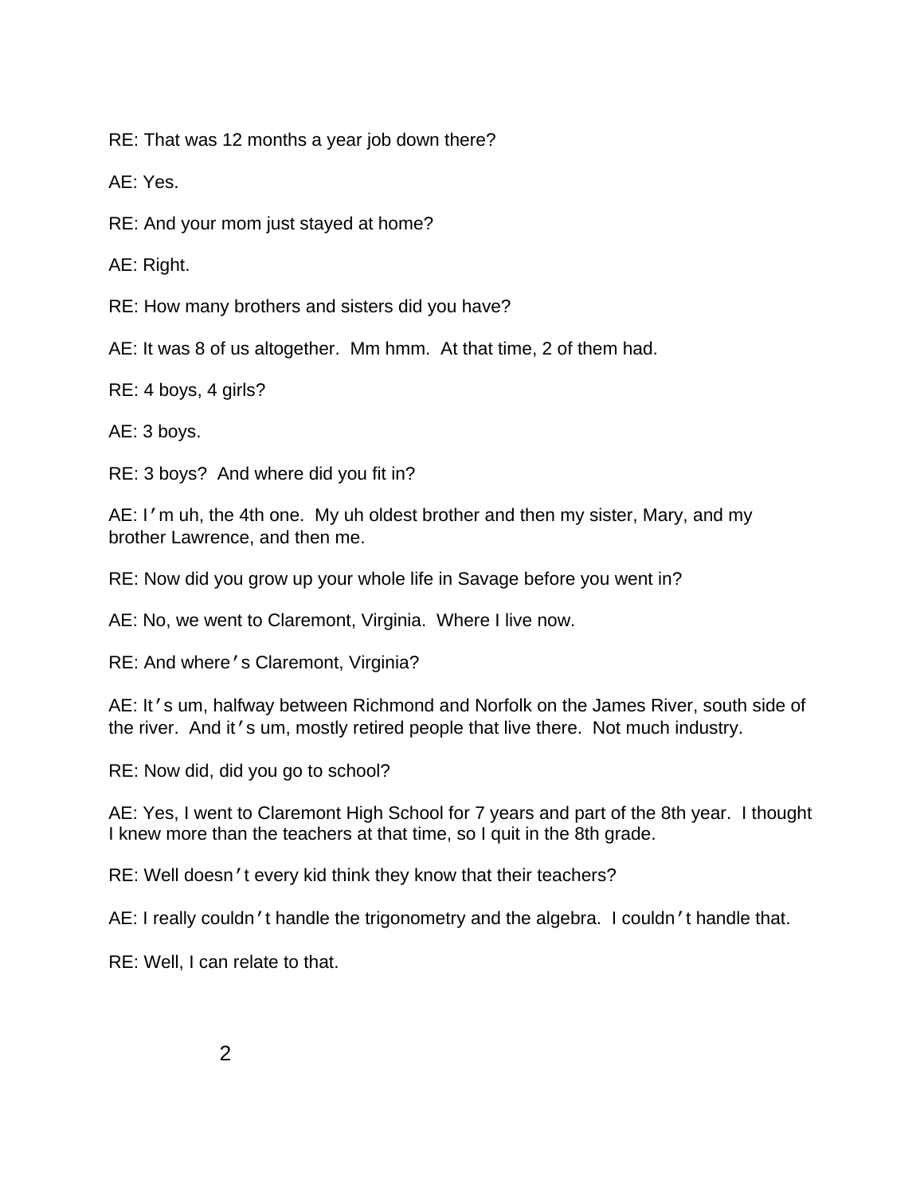RE: That was 12 months a year job down there?

AE: Yes.

RE: And your mom just stayed at home?

AE: Right.

RE: How many brothers and sisters did you have?

AE: It was 8 of us altogether.  Mm hmm.  At that time, 2 of them had.

RE: 4 boys, 4 girls?

AE: 3 boys.

RE: 3 boys?  And where did you fit in?

AE: I'm uh, the 4th one.  My uh oldest brother and then my sister, Mary, and my brother Lawrence, and then me.

RE: Now did you grow up your whole life in Savage before you went in?

AE: No, we went to Claremont, Virginia.  Where I live now.

RE: And where's Claremont, Virginia?

AE: It's um, halfway between Richmond and Norfolk on the James River, south side of the river.  And it's um, mostly retired people that live there.  Not much industry.

RE: Now did, did you go to school?

AE: Yes, I went to Claremont High School for 7 years and part of the 8th year.  I thought I knew more than the teachers at that time, so I quit in the 8th grade.

RE: Well doesn't every kid think they know that their teachers?

AE: I really couldn't handle the trigonometry and the algebra.  I couldn't handle that.

RE: Well, I can relate to that.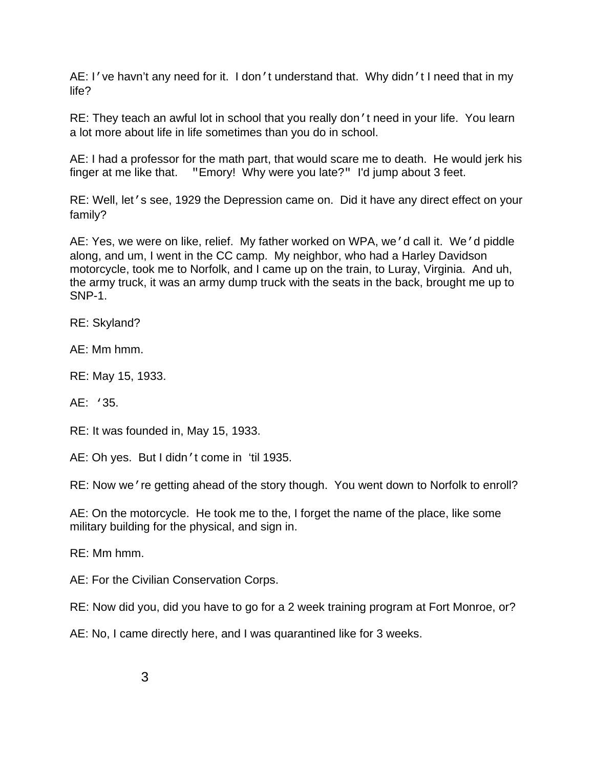AE: I've havn't any need for it. I don't understand that. Why didn't I need that in my life?

RE: They teach an awful lot in school that you really don't need in your life. You learn a lot more about life in life sometimes than you do in school.

AE: I had a professor for the math part, that would scare me to death. He would jerk his finger at me like that. "Emory! Why were you late?" I'd jump about 3 feet.

RE: Well, let's see, 1929 the Depression came on. Did it have any direct effect on your family?

AE: Yes, we were on like, relief. My father worked on WPA, we'd call it. We'd piddle along, and um, I went in the CC camp. My neighbor, who had a Harley Davidson motorcycle, took me to Norfolk, and I came up on the train, to Luray, Virginia. And uh, the army truck, it was an army dump truck with the seats in the back, brought me up to SNP-1.

RE: Skyland?

AE: Mm hmm.

RE: May 15, 1933.

AE: '35.

RE: It was founded in, May 15, 1933.

AE: Oh yes. But I didn't come in 'til 1935.

RE: Now we're getting ahead of the story though. You went down to Norfolk to enroll?

AE: On the motorcycle. He took me to the, I forget the name of the place, like some military building for the physical, and sign in.

RE: Mm hmm.

AE: For the Civilian Conservation Corps.

RE: Now did you, did you have to go for a 2 week training program at Fort Monroe, or?

AE: No, I came directly here, and I was quarantined like for 3 weeks.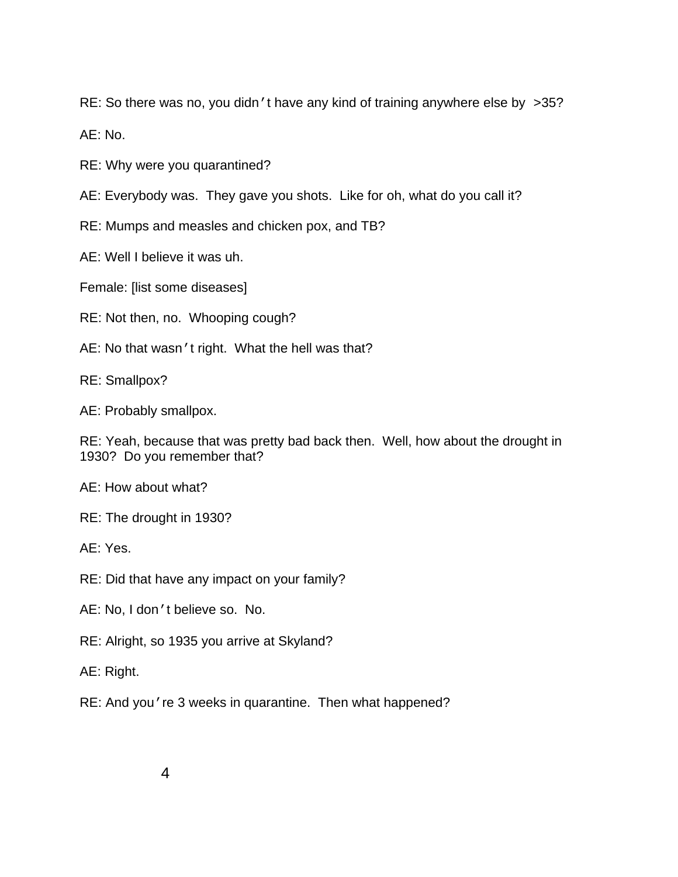RE: So there was no, you didn't have any kind of training anywhere else by >35?

AE: No.

RE: Why were you quarantined?

AE: Everybody was. They gave you shots. Like for oh, what do you call it?

RE: Mumps and measles and chicken pox, and TB?

AE: Well I believe it was uh.

Female: [list some diseases]

RE: Not then, no. Whooping cough?

AE: No that wasn't right. What the hell was that?

RE: Smallpox?

AE: Probably smallpox.

RE: Yeah, because that was pretty bad back then. Well, how about the drought in 1930? Do you remember that?

AE: How about what?

RE: The drought in 1930?

AE: Yes.

RE: Did that have any impact on your family?

AE: No, I don't believe so. No.

RE: Alright, so 1935 you arrive at Skyland?

AE: Right.

RE: And you're 3 weeks in quarantine. Then what happened?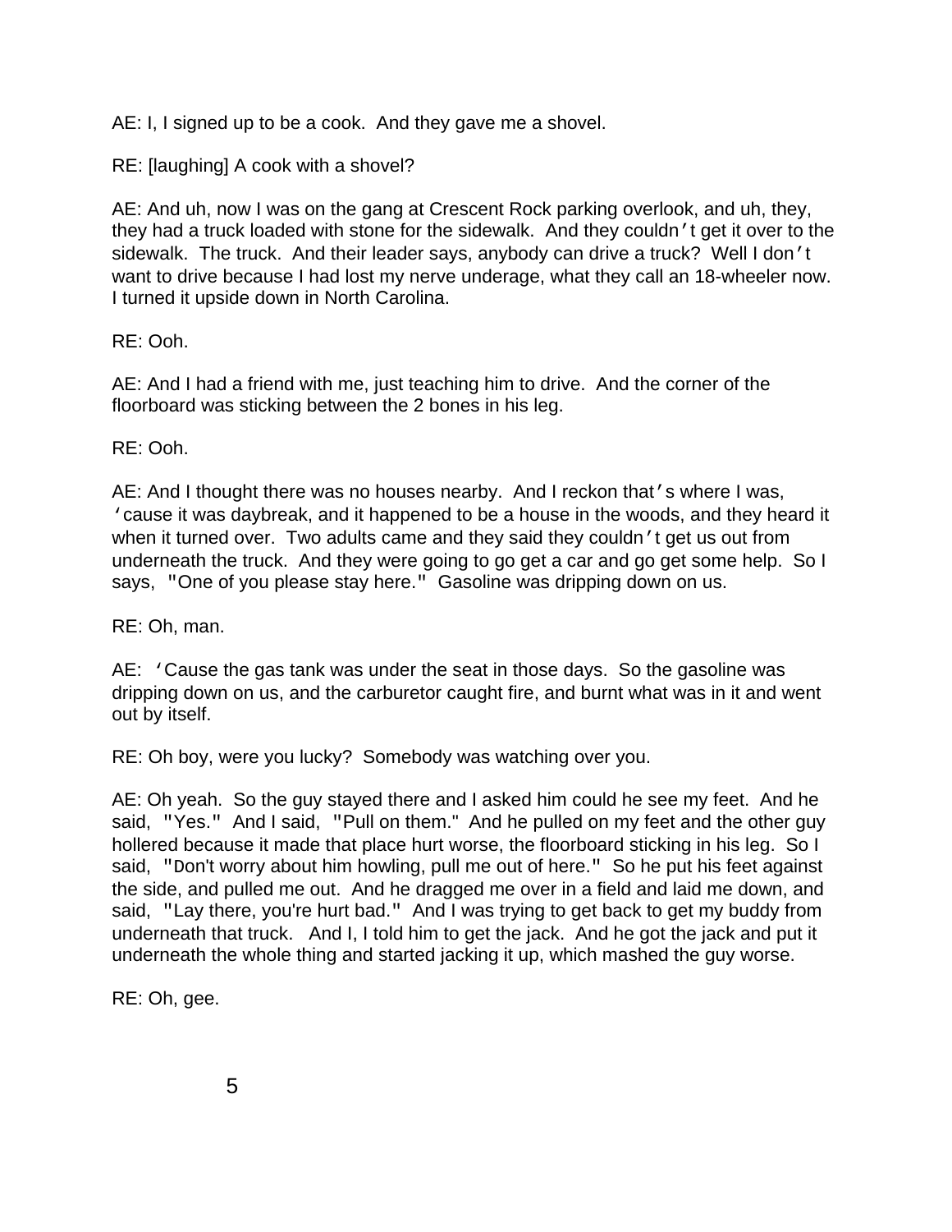AE: I, I signed up to be a cook. And they gave me a shovel.

RE: [laughing] A cook with a shovel?

AE: And uh, now I was on the gang at Crescent Rock parking overlook, and uh, they, they had a truck loaded with stone for the sidewalk. And they couldn't get it over to the sidewalk. The truck. And their leader says, anybody can drive a truck? Well I don't want to drive because I had lost my nerve underage, what they call an 18-wheeler now. I turned it upside down in North Carolina.

RE: Ooh.

AE: And I had a friend with me, just teaching him to drive. And the corner of the floorboard was sticking between the 2 bones in his leg.

RE: Ooh.

AE: And I thought there was no houses nearby. And I reckon that's where I was, 'cause it was daybreak, and it happened to be a house in the woods, and they heard it when it turned over. Two adults came and they said they couldn't get us out from underneath the truck. And they were going to go get a car and go get some help. So I says, "One of you please stay here." Gasoline was dripping down on us.

RE: Oh, man.

AE: 'Cause the gas tank was under the seat in those days. So the gasoline was dripping down on us, and the carburetor caught fire, and burnt what was in it and went out by itself.

RE: Oh boy, were you lucky? Somebody was watching over you.

AE: Oh yeah. So the guy stayed there and I asked him could he see my feet. And he said, "Yes." And I said, "Pull on them." And he pulled on my feet and the other guy hollered because it made that place hurt worse, the floorboard sticking in his leg. So I said, "Don't worry about him howling, pull me out of here." So he put his feet against the side, and pulled me out. And he dragged me over in a field and laid me down, and said, "Lay there, you're hurt bad." And I was trying to get back to get my buddy from underneath that truck. And I, I told him to get the jack. And he got the jack and put it underneath the whole thing and started jacking it up, which mashed the guy worse.

RE: Oh, gee.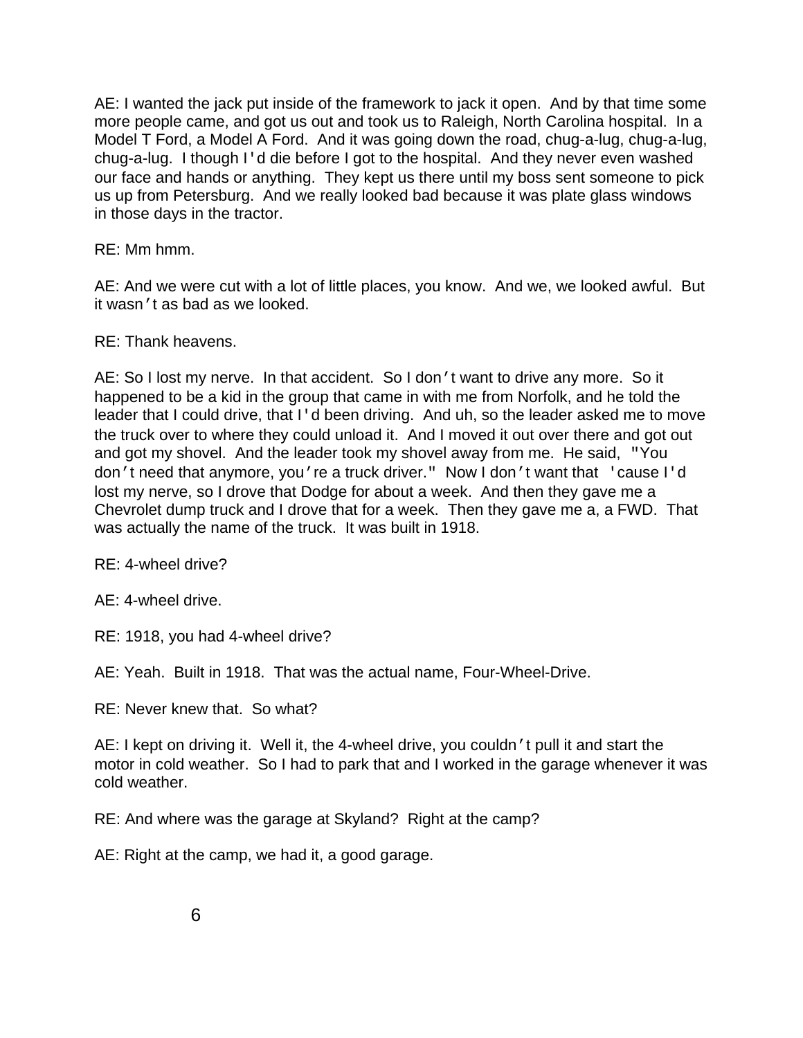AE: I wanted the jack put inside of the framework to jack it open. And by that time some more people came, and got us out and took us to Raleigh, North Carolina hospital. In a Model T Ford, a Model A Ford. And it was going down the road, chug-a-lug, chug-a-lug, chug-a-lug. I though I'd die before I got to the hospital. And they never even washed our face and hands or anything. They kept us there until my boss sent someone to pick us up from Petersburg. And we really looked bad because it was plate glass windows in those days in the tractor.

RE: Mm hmm.

AE: And we were cut with a lot of little places, you know. And we, we looked awful. But it wasn't as bad as we looked.

RE: Thank heavens.

AE: So I lost my nerve. In that accident. So I don't want to drive any more. So it happened to be a kid in the group that came in with me from Norfolk, and he told the leader that I could drive, that I'd been driving. And uh, so the leader asked me to move the truck over to where they could unload it. And I moved it out over there and got out and got my shovel. And the leader took my shovel away from me. He said, "You don't need that anymore, you're a truck driver." Now I don't want that 'cause I'd lost my nerve, so I drove that Dodge for about a week. And then they gave me a Chevrolet dump truck and I drove that for a week. Then they gave me a, a FWD. That was actually the name of the truck. It was built in 1918.

RE: 4-wheel drive?

AE: 4-wheel drive.

RE: 1918, you had 4-wheel drive?

AE: Yeah. Built in 1918. That was the actual name, Four-Wheel-Drive.

RE: Never knew that. So what?

AE: I kept on driving it. Well it, the 4-wheel drive, you couldn't pull it and start the motor in cold weather. So I had to park that and I worked in the garage whenever it was cold weather.

RE: And where was the garage at Skyland? Right at the camp?

AE: Right at the camp, we had it, a good garage.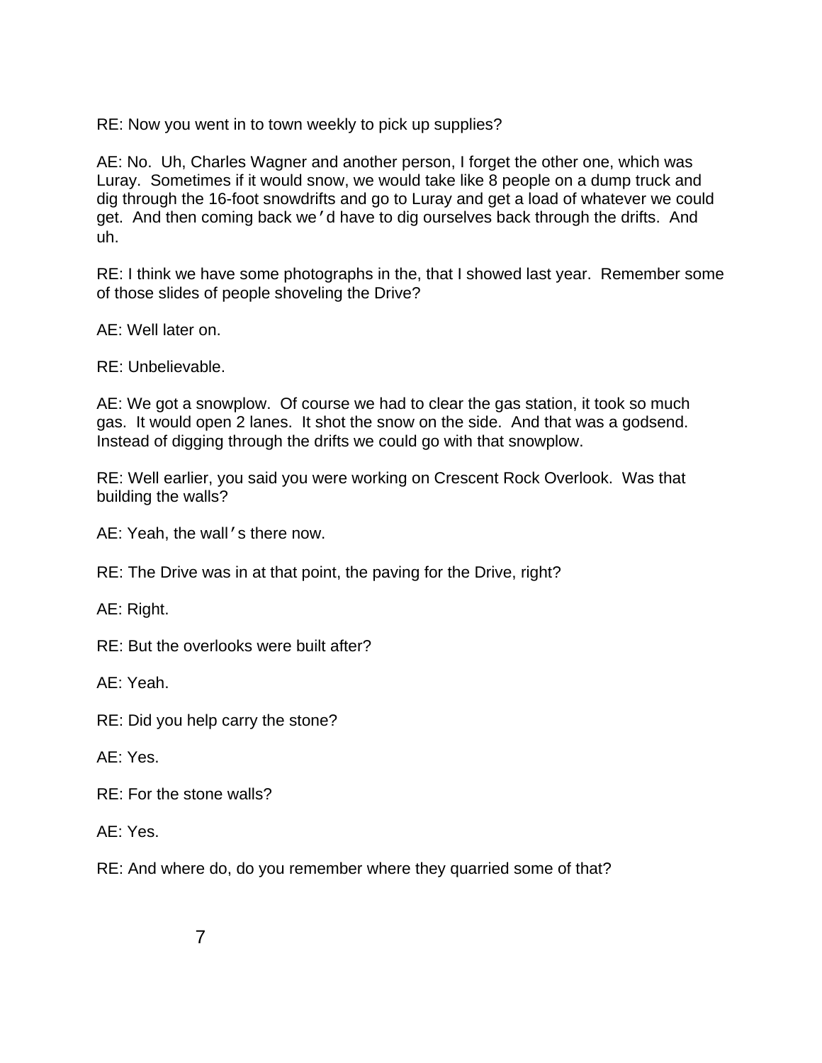RE: Now you went in to town weekly to pick up supplies?

AE: No. Uh, Charles Wagner and another person, I forget the other one, which was Luray. Sometimes if it would snow, we would take like 8 people on a dump truck and dig through the 16-foot snowdrifts and go to Luray and get a load of whatever we could get. And then coming back we'd have to dig ourselves back through the drifts. And uh.

RE: I think we have some photographs in the, that I showed last year. Remember some of those slides of people shoveling the Drive?

AE: Well later on.

RE: Unbelievable.

AE: We got a snowplow. Of course we had to clear the gas station, it took so much gas. It would open 2 lanes. It shot the snow on the side. And that was a godsend. Instead of digging through the drifts we could go with that snowplow.

RE: Well earlier, you said you were working on Crescent Rock Overlook. Was that building the walls?

AE: Yeah, the wall's there now.

RE: The Drive was in at that point, the paving for the Drive, right?

AE: Right.

RE: But the overlooks were built after?

AE: Yeah.

RE: Did you help carry the stone?

AE: Yes.

RE: For the stone walls?

AE: Yes.

RE: And where do, do you remember where they quarried some of that?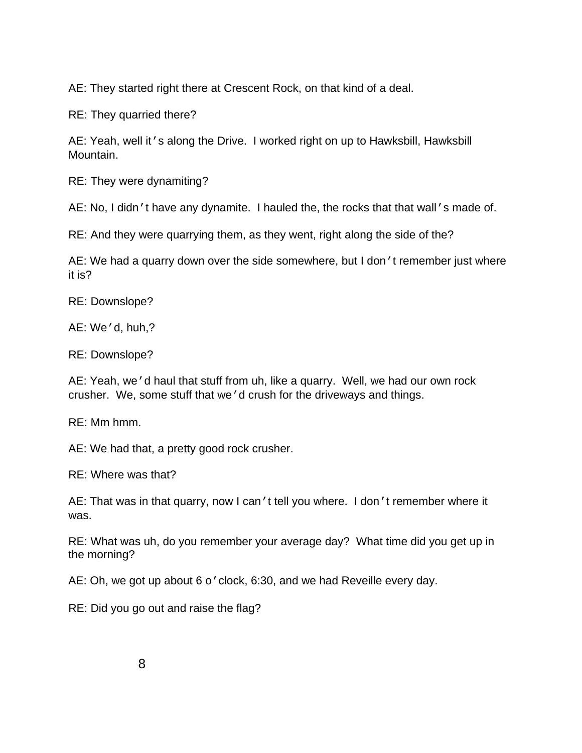AE: They started right there at Crescent Rock, on that kind of a deal.

RE: They quarried there?

AE: Yeah, well it's along the Drive. I worked right on up to Hawksbill, Hawksbill Mountain.

RE: They were dynamiting?

AE: No, I didn't have any dynamite. I hauled the, the rocks that that wall's made of.

RE: And they were quarrying them, as they went, right along the side of the?

AE: We had a quarry down over the side somewhere, but I don't remember just where it is?

RE: Downslope?

AE: We'd, huh,?

RE: Downslope?

AE: Yeah, we'd haul that stuff from uh, like a quarry. Well, we had our own rock crusher. We, some stuff that we'd crush for the driveways and things.

RE: Mm hmm.

AE: We had that, a pretty good rock crusher.

RE: Where was that?

AE: That was in that quarry, now I can't tell you where. I don't remember where it was.

RE: What was uh, do you remember your average day? What time did you get up in the morning?

AE: Oh, we got up about 6 o'clock, 6:30, and we had Reveille every day.

RE: Did you go out and raise the flag?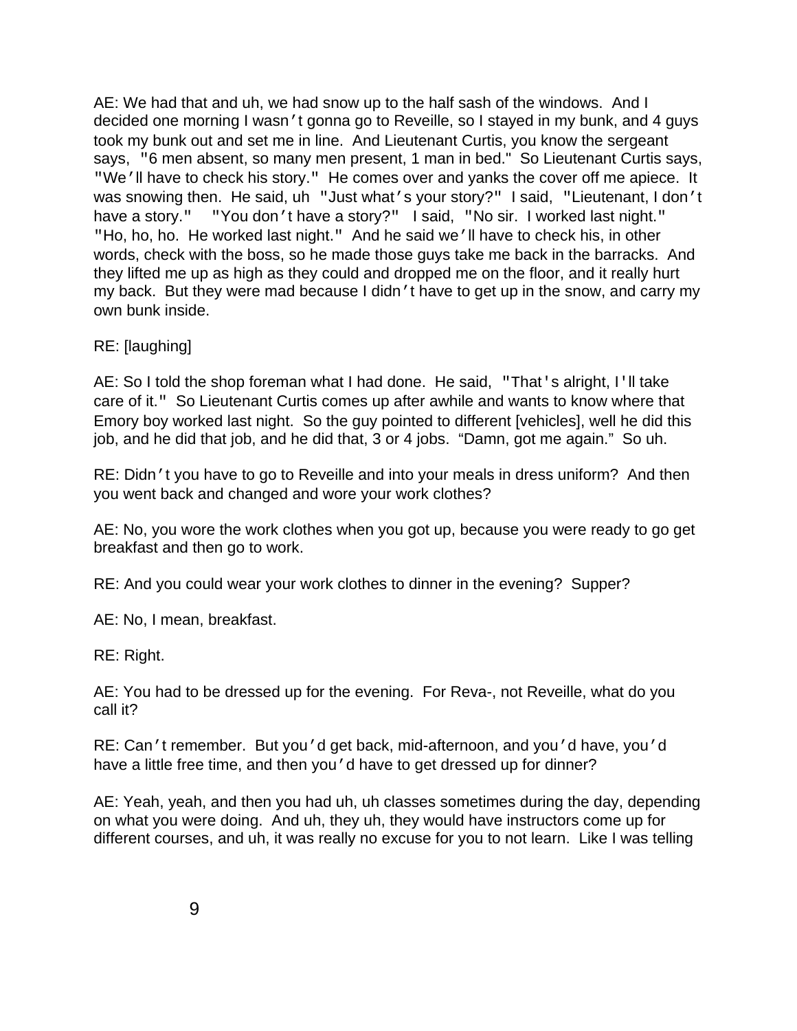AE: We had that and uh, we had snow up to the half sash of the windows. And I decided one morning I wasn't gonna go to Reveille, so I stayed in my bunk, and 4 guys took my bunk out and set me in line. And Lieutenant Curtis, you know the sergeant says, "6 men absent, so many men present, 1 man in bed." So Lieutenant Curtis says, "We'll have to check his story." He comes over and yanks the cover off me apiece. It was snowing then. He said, uh "Just what's your story?" I said, "Lieutenant, I don't have a story." "You don't have a story?" I said, "No sir. I worked last night." "Ho, ho, ho. He worked last night." And he said we'll have to check his, in other words, check with the boss, so he made those guys take me back in the barracks. And they lifted me up as high as they could and dropped me on the floor, and it really hurt my back. But they were mad because I didn't have to get up in the snow, and carry my own bunk inside.

RE: [laughing]

AE: So I told the shop foreman what I had done. He said, "That's alright, I'll take care of it." So Lieutenant Curtis comes up after awhile and wants to know where that Emory boy worked last night. So the guy pointed to different [vehicles], well he did this job, and he did that job, and he did that, 3 or 4 jobs. "Damn, got me again." So uh.

RE: Didn't you have to go to Reveille and into your meals in dress uniform? And then you went back and changed and wore your work clothes?

AE: No, you wore the work clothes when you got up, because you were ready to go get breakfast and then go to work.

RE: And you could wear your work clothes to dinner in the evening? Supper?

AE: No, I mean, breakfast.

RE: Right.

AE: You had to be dressed up for the evening. For Reva-, not Reveille, what do you call it?

RE: Can't remember. But you'd get back, mid-afternoon, and you'd have, you'd have a little free time, and then you'd have to get dressed up for dinner?

AE: Yeah, yeah, and then you had uh, uh classes sometimes during the day, depending on what you were doing. And uh, they uh, they would have instructors come up for different courses, and uh, it was really no excuse for you to not learn. Like I was telling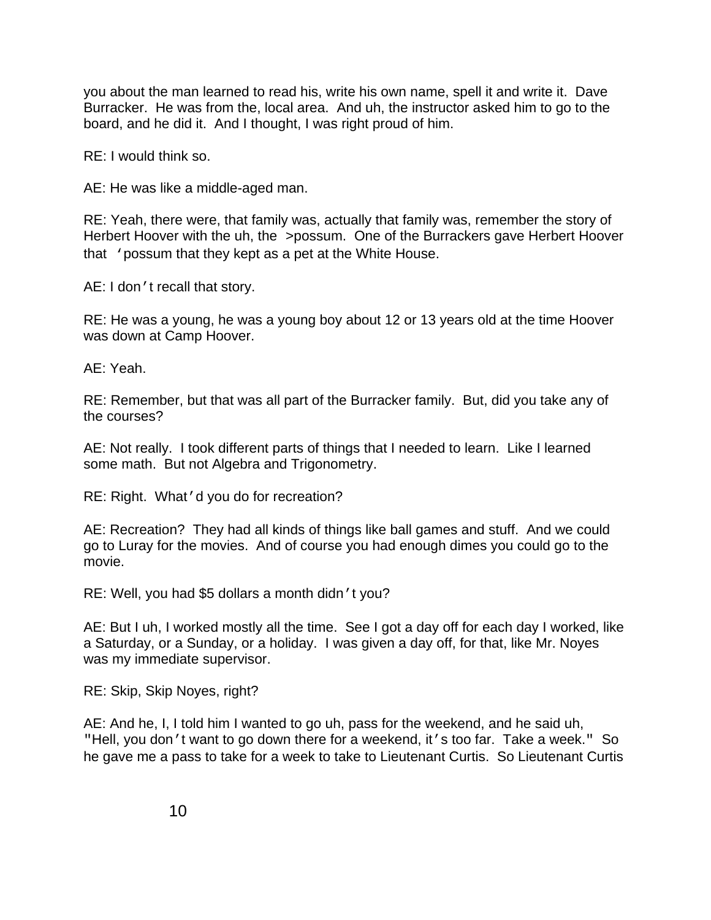you about the man learned to read his, write his own name, spell it and write it. Dave Burracker. He was from the, local area. And uh, the instructor asked him to go to the board, and he did it. And I thought, I was right proud of him.

RE: I would think so.

AE: He was like a middle-aged man.

RE: Yeah, there were, that family was, actually that family was, remember the story of Herbert Hoover with the uh, the >possum. One of the Burrackers gave Herbert Hoover that 'possum that they kept as a pet at the White House.

AE: I don't recall that story.

RE: He was a young, he was a young boy about 12 or 13 years old at the time Hoover was down at Camp Hoover.

AE: Yeah.

RE: Remember, but that was all part of the Burracker family. But, did you take any of the courses?

AE: Not really. I took different parts of things that I needed to learn. Like I learned some math. But not Algebra and Trigonometry.

RE: Right. What'd you do for recreation?

AE: Recreation? They had all kinds of things like ball games and stuff. And we could go to Luray for the movies. And of course you had enough dimes you could go to the movie.

RE: Well, you had $5 dollars a month didn't you?

AE: But I uh, I worked mostly all the time. See I got a day off for each day I worked, like a Saturday, or a Sunday, or a holiday. I was given a day off, for that, like Mr. Noyes was my immediate supervisor.

RE: Skip, Skip Noyes, right?

AE: And he, I, I told him I wanted to go uh, pass for the weekend, and he said uh, "Hell, you don't want to go down there for a weekend, it's too far. Take a week." So he gave me a pass to take for a week to take to Lieutenant Curtis. So Lieutenant Curtis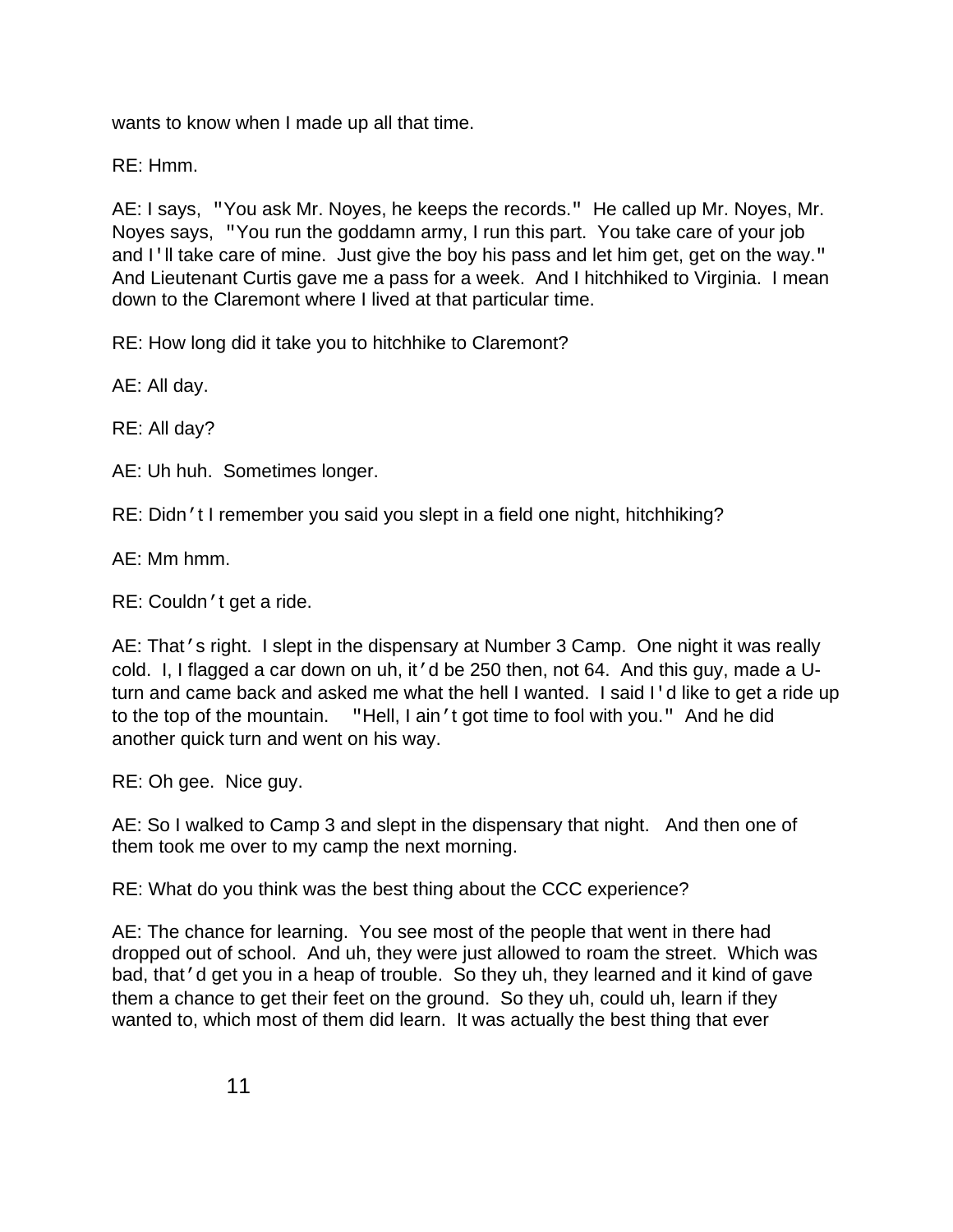wants to know when I made up all that time.

RE: Hmm.

AE: I says, "You ask Mr. Noyes, he keeps the records." He called up Mr. Noyes, Mr. Noyes says, "You run the goddamn army, I run this part. You take care of your job and I'll take care of mine. Just give the boy his pass and let him get, get on the way." And Lieutenant Curtis gave me a pass for a week. And I hitchhiked to Virginia. I mean down to the Claremont where I lived at that particular time.

RE: How long did it take you to hitchhike to Claremont?

AE: All day.

RE: All day?

AE: Uh huh. Sometimes longer.

RE: Didn't I remember you said you slept in a field one night, hitchhiking?

AE: Mm hmm.

RE: Couldn't get a ride.

AE: That's right. I slept in the dispensary at Number 3 Camp. One night it was really cold. I, I flagged a car down on uh, it'd be 250 then, not 64. And this guy, made a U-turn and came back and asked me what the hell I wanted. I said I'd like to get a ride up to the top of the mountain. "Hell, I ain't got time to fool with you." And he did another quick turn and went on his way.

RE: Oh gee. Nice guy.

AE: So I walked to Camp 3 and slept in the dispensary that night. And then one of them took me over to my camp the next morning.

RE: What do you think was the best thing about the CCC experience?

AE: The chance for learning. You see most of the people that went in there had dropped out of school. And uh, they were just allowed to roam the street. Which was bad, that'd get you in a heap of trouble. So they uh, they learned and it kind of gave them a chance to get their feet on the ground. So they uh, could uh, learn if they wanted to, which most of them did learn. It was actually the best thing that ever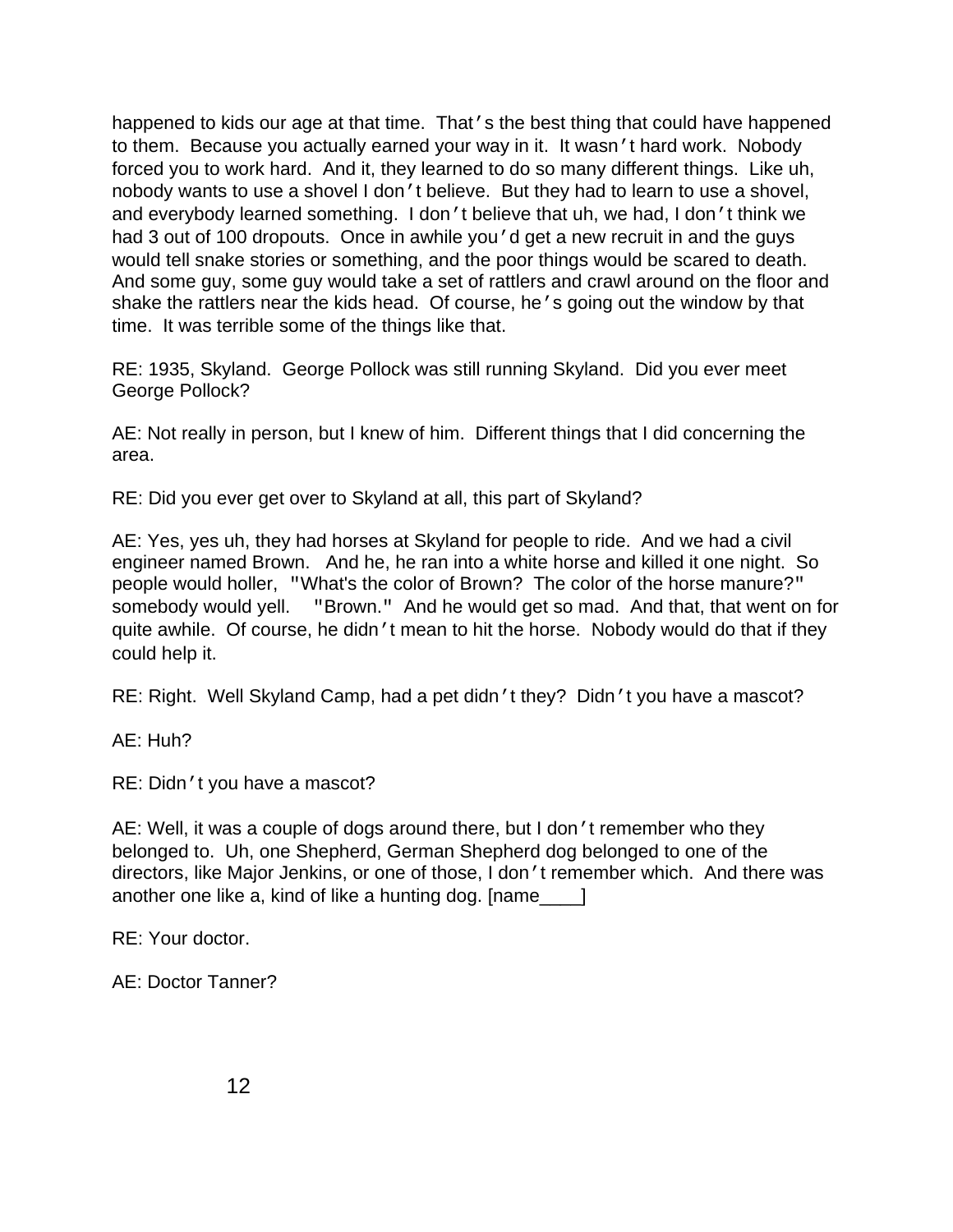happened to kids our age at that time. That's the best thing that could have happened to them. Because you actually earned your way in it. It wasn't hard work. Nobody forced you to work hard. And it, they learned to do so many different things. Like uh, nobody wants to use a shovel I don't believe. But they had to learn to use a shovel, and everybody learned something. I don't believe that uh, we had, I don't think we had 3 out of 100 dropouts. Once in awhile you'd get a new recruit in and the guys would tell snake stories or something, and the poor things would be scared to death. And some guy, some guy would take a set of rattlers and crawl around on the floor and shake the rattlers near the kids head. Of course, he's going out the window by that time. It was terrible some of the things like that.

RE: 1935, Skyland. George Pollock was still running Skyland. Did you ever meet George Pollock?

AE: Not really in person, but I knew of him. Different things that I did concerning the area.

RE: Did you ever get over to Skyland at all, this part of Skyland?

AE: Yes, yes uh, they had horses at Skyland for people to ride. And we had a civil engineer named Brown. And he, he ran into a white horse and killed it one night. So people would holler, "What's the color of Brown? The color of the horse manure?" somebody would yell. "Brown." And he would get so mad. And that, that went on for quite awhile. Of course, he didn't mean to hit the horse. Nobody would do that if they could help it.

RE: Right. Well Skyland Camp, had a pet didn't they? Didn't you have a mascot?

AE: Huh?

RE: Didn't you have a mascot?

AE: Well, it was a couple of dogs around there, but I don't remember who they belonged to. Uh, one Shepherd, German Shepherd dog belonged to one of the directors, like Major Jenkins, or one of those, I don't remember which. And there was another one like a, kind of like a hunting dog. [name____]

RE: Your doctor.

AE: Doctor Tanner?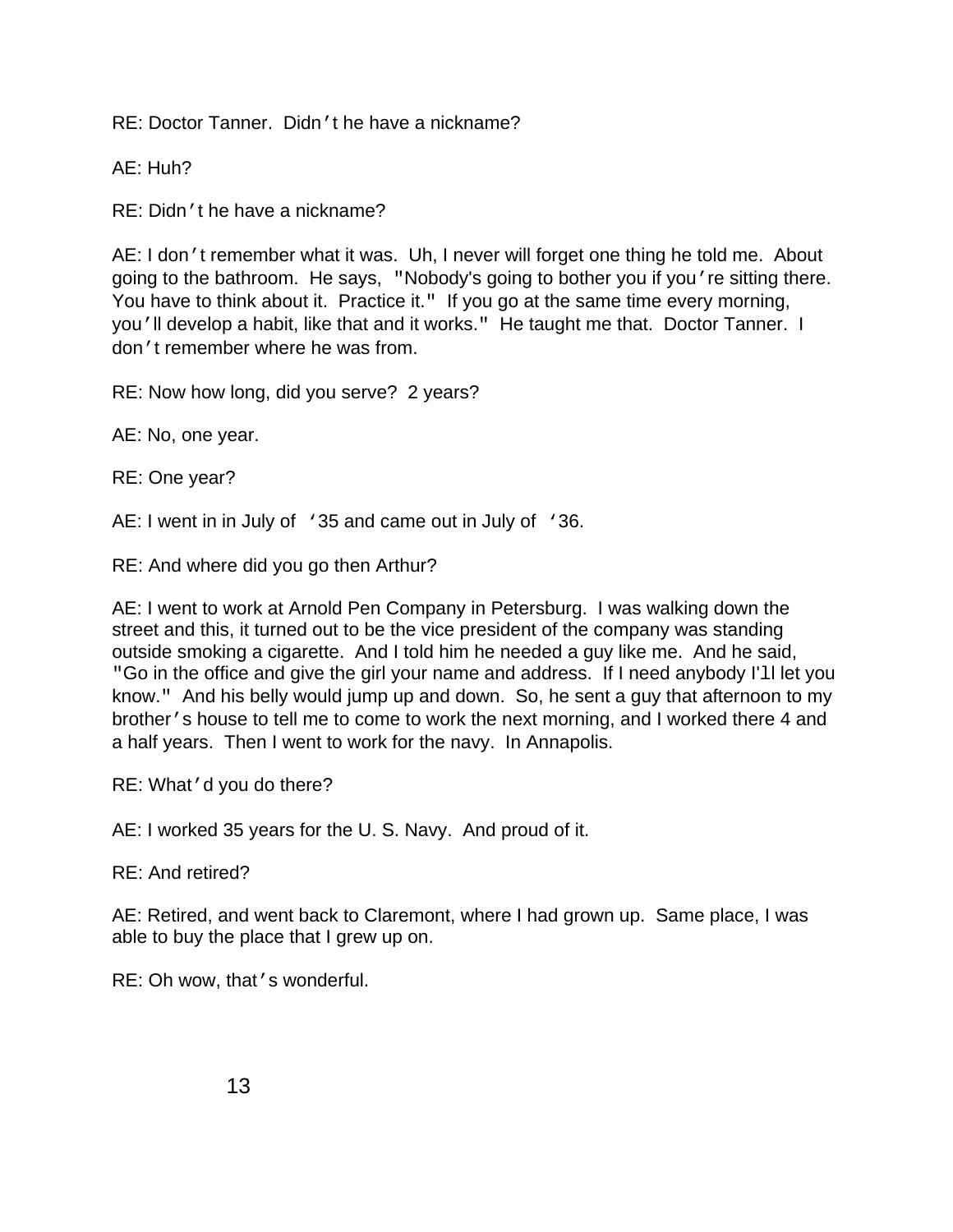RE: Doctor Tanner. Didn't he have a nickname?

AE: Huh?

RE: Didn't he have a nickname?

AE: I don't remember what it was. Uh, I never will forget one thing he told me. About going to the bathroom. He says, "Nobody's going to bother you if you're sitting there. You have to think about it. Practice it." If you go at the same time every morning, you'll develop a habit, like that and it works." He taught me that. Doctor Tanner. I don't remember where he was from.

RE: Now how long, did you serve? 2 years?

AE: No, one year.

RE: One year?

AE: I went in in July of '35 and came out in July of '36.

RE: And where did you go then Arthur?

AE: I went to work at Arnold Pen Company in Petersburg. I was walking down the street and this, it turned out to be the vice president of the company was standing outside smoking a cigarette. And I told him he needed a guy like me. And he said, "Go in the office and give the girl your name and address. If I need anybody I'll let you know." And his belly would jump up and down. So, he sent a guy that afternoon to my brother's house to tell me to come to work the next morning, and I worked there 4 and a half years. Then I went to work for the navy. In Annapolis.

RE: What'd you do there?

AE: I worked 35 years for the U. S. Navy. And proud of it.

RE: And retired?

AE: Retired, and went back to Claremont, where I had grown up. Same place, I was able to buy the place that I grew up on.

RE: Oh wow, that's wonderful.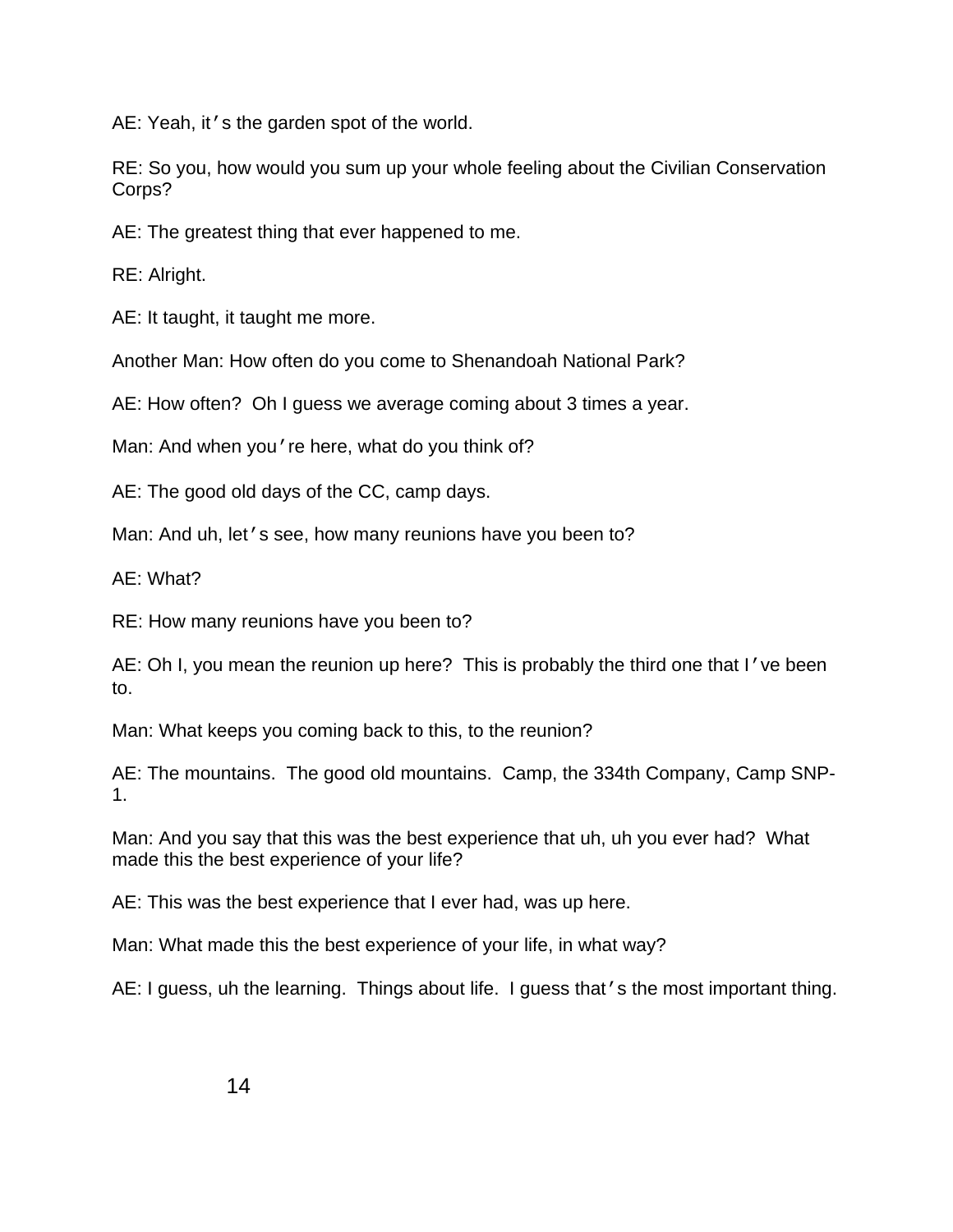AE: Yeah, it's the garden spot of the world.

RE: So you, how would you sum up your whole feeling about the Civilian Conservation Corps?

AE: The greatest thing that ever happened to me.

RE: Alright.

AE: It taught, it taught me more.

Another Man: How often do you come to Shenandoah National Park?

AE: How often? Oh I guess we average coming about 3 times a year.

Man: And when you're here, what do you think of?

AE: The good old days of the CC, camp days.

Man: And uh, let's see, how many reunions have you been to?

AE: What?

RE: How many reunions have you been to?

AE: Oh I, you mean the reunion up here? This is probably the third one that I've been to.

Man: What keeps you coming back to this, to the reunion?

AE: The mountains. The good old mountains. Camp, the 334th Company, Camp SNP-1.

Man: And you say that this was the best experience that uh, uh you ever had? What made this the best experience of your life?

AE: This was the best experience that I ever had, was up here.

Man: What made this the best experience of your life, in what way?

AE: I guess, uh the learning. Things about life. I guess that's the most important thing.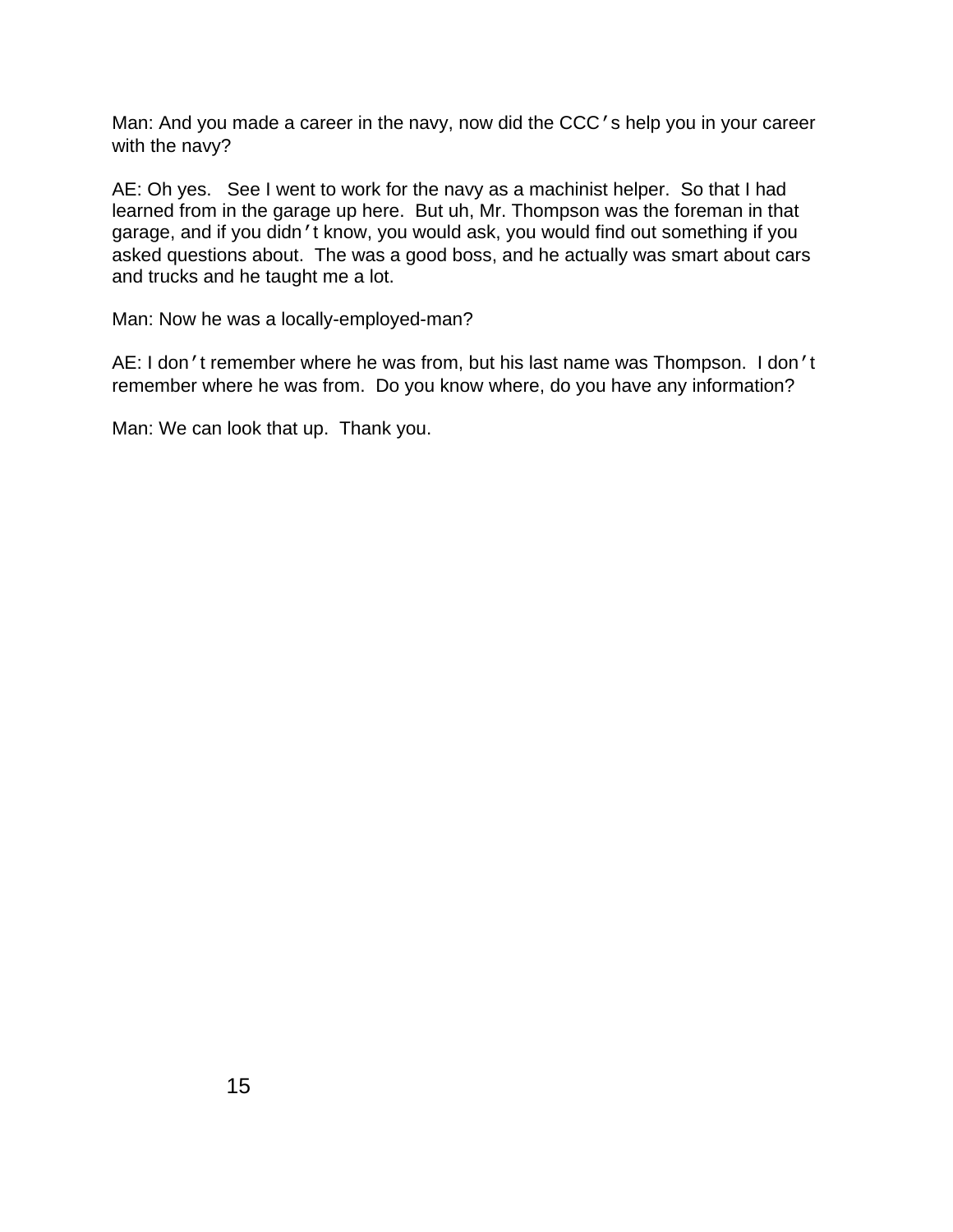Man: And you made a career in the navy, now did the CCC's help you in your career with the navy?

AE: Oh yes.   See I went to work for the navy as a machinist helper.  So that I had learned from in the garage up here.  But uh, Mr. Thompson was the foreman in that garage, and if you didn't know, you would ask, you would find out something if you asked questions about.  The was a good boss, and he actually was smart about cars and trucks and he taught me a lot.

Man: Now he was a locally-employed-man?

AE: I don't remember where he was from, but his last name was Thompson.  I don't remember where he was from.  Do you know where, do you have any information?

Man: We can look that up.  Thank you.